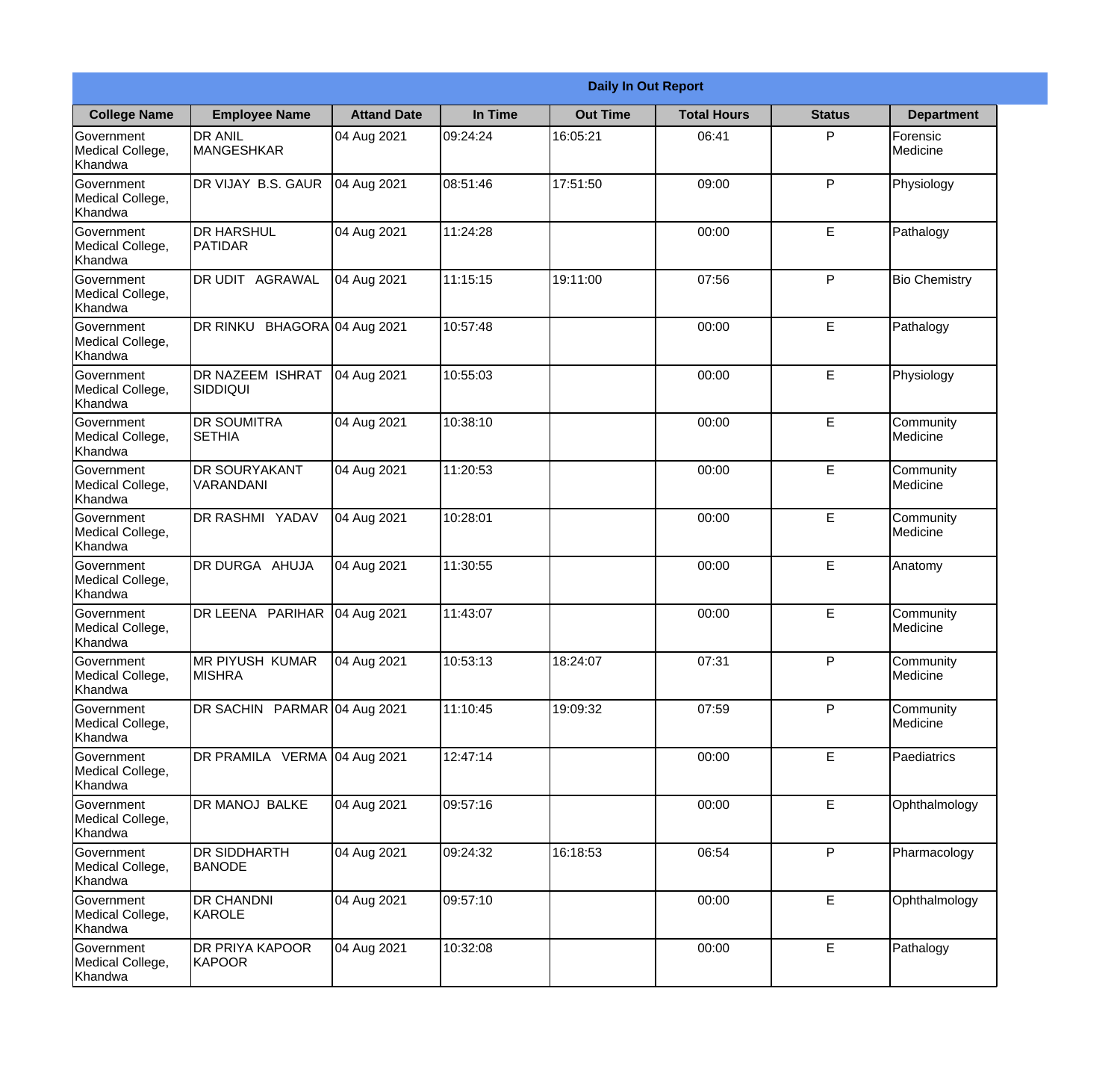| Daily In Out Report | | | | | | | |
|---|---|---|---|---|---|---|---|
| **College Name** | **Employee Name** | **Attand Date** | **In Time** | **Out Time** | **Total Hours** | **Status** | **Department** |
| Government Medical College, Khandwa | DR ANIL MANGESHKAR | 04 Aug 2021 | 09:24:24 | 16:05:21 | 06:41 | P | Forensic Medicine |
| Government Medical College, Khandwa | DR VIJAY B.S. GAUR | 04 Aug 2021 | 08:51:46 | 17:51:50 | 09:00 | P | Physiology |
| Government Medical College, Khandwa | DR HARSHUL PATIDAR | 04 Aug 2021 | 11:24:28 | | 00:00 | E | Pathalogy |
| Government Medical College, Khandwa | DR UDIT AGRAWAL | 04 Aug 2021 | 11:15:15 | 19:11:00 | 07:56 | P | Bio Chemistry |
| Government Medical College, Khandwa | DR RINKU BHAGORA | 04 Aug 2021 | 10:57:48 | | 00:00 | E | Pathalogy |
| Government Medical College, Khandwa | DR NAZEEM ISHRAT SIDDIQUI | 04 Aug 2021 | 10:55:03 | | 00:00 | E | Physiology |
| Government Medical College, Khandwa | DR SOUMITRA SETHIA | 04 Aug 2021 | 10:38:10 | | 00:00 | E | Community Medicine |
| Government Medical College, Khandwa | DR SOURYAKANT VARANDANI | 04 Aug 2021 | 11:20:53 | | 00:00 | E | Community Medicine |
| Government Medical College, Khandwa | DR RASHMI YADAV | 04 Aug 2021 | 10:28:01 | | 00:00 | E | Community Medicine |
| Government Medical College, Khandwa | DR DURGA AHUJA | 04 Aug 2021 | 11:30:55 | | 00:00 | E | Anatomy |
| Government Medical College, Khandwa | DR LEENA PARIHAR | 04 Aug 2021 | 11:43:07 | | 00:00 | E | Community Medicine |
| Government Medical College, Khandwa | MR PIYUSH KUMAR MISHRA | 04 Aug 2021 | 10:53:13 | 18:24:07 | 07:31 | P | Community Medicine |
| Government Medical College, Khandwa | DR SACHIN PARMAR | 04 Aug 2021 | 11:10:45 | 19:09:32 | 07:59 | P | Community Medicine |
| Government Medical College, Khandwa | DR PRAMILA VERMA | 04 Aug 2021 | 12:47:14 | | 00:00 | E | Paediatrics |
| Government Medical College, Khandwa | DR MANOJ BALKE | 04 Aug 2021 | 09:57:16 | | 00:00 | E | Ophthalmology |
| Government Medical College, Khandwa | DR SIDDHARTH BANODE | 04 Aug 2021 | 09:24:32 | 16:18:53 | 06:54 | P | Pharmacology |
| Government Medical College, Khandwa | DR CHANDNI KAROLE | 04 Aug 2021 | 09:57:10 | | 00:00 | E | Ophthalmology |
| Government Medical College, Khandwa | DR PRIYA KAPOOR KAPOOR | 04 Aug 2021 | 10:32:08 | | 00:00 | E | Pathalogy |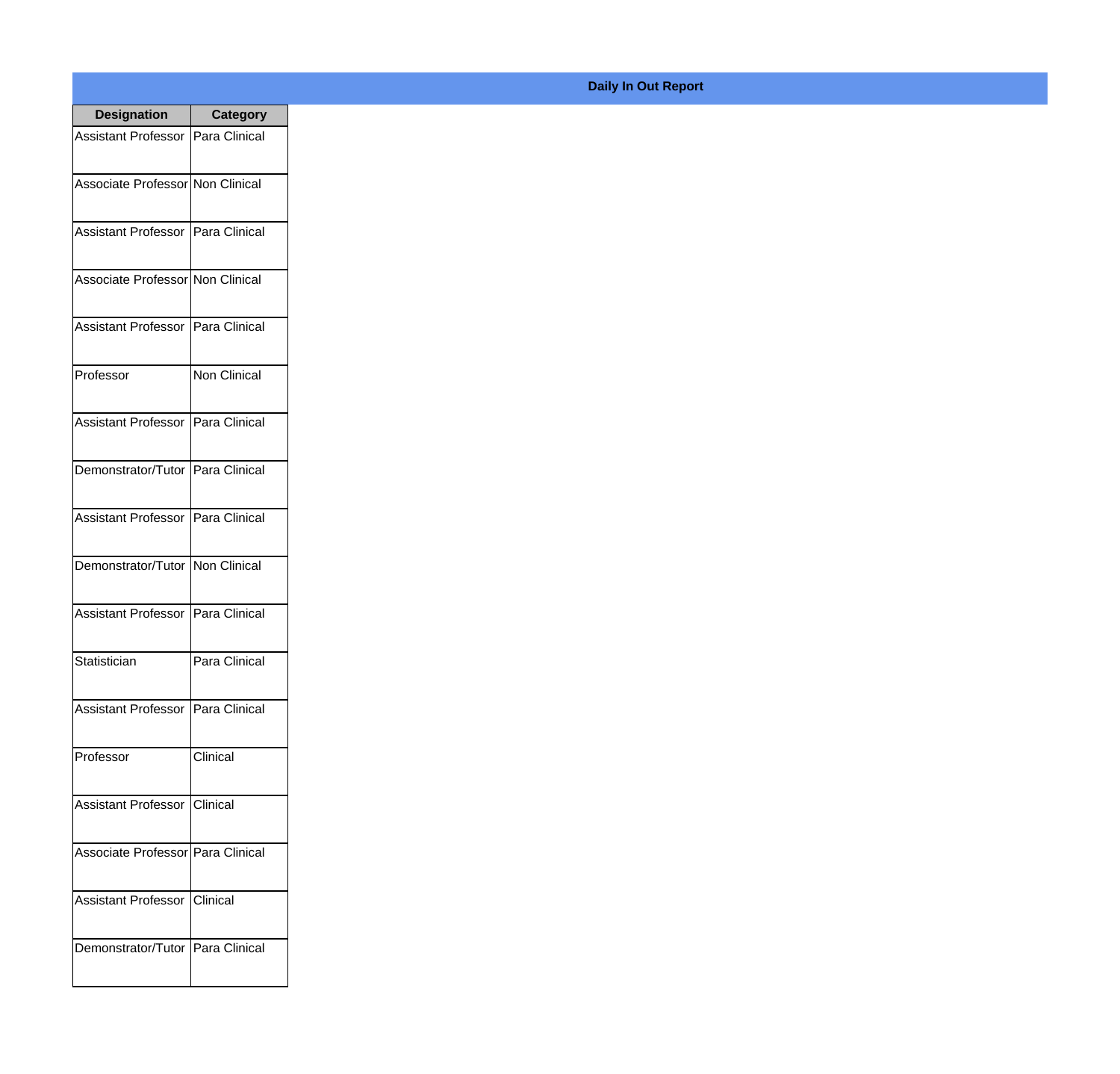**Daily In Out Report**

| Designation | Category |
|---|---|
| Assistant Professor | Para Clinical |
| Associate Professor | Non Clinical |
| Assistant Professor | Para Clinical |
| Associate Professor | Non Clinical |
| Assistant Professor | Para Clinical |
| Professor | Non Clinical |
| Assistant Professor | Para Clinical |
| Demonstrator/Tutor | Para Clinical |
| Assistant Professor | Para Clinical |
| Demonstrator/Tutor | Non Clinical |
| Assistant Professor | Para Clinical |
| Statistician | Para Clinical |
| Assistant Professor | Para Clinical |
| Professor | Clinical |
| Assistant Professor | Clinical |
| Associate Professor | Para Clinical |
| Assistant Professor | Clinical |
| Demonstrator/Tutor | Para Clinical |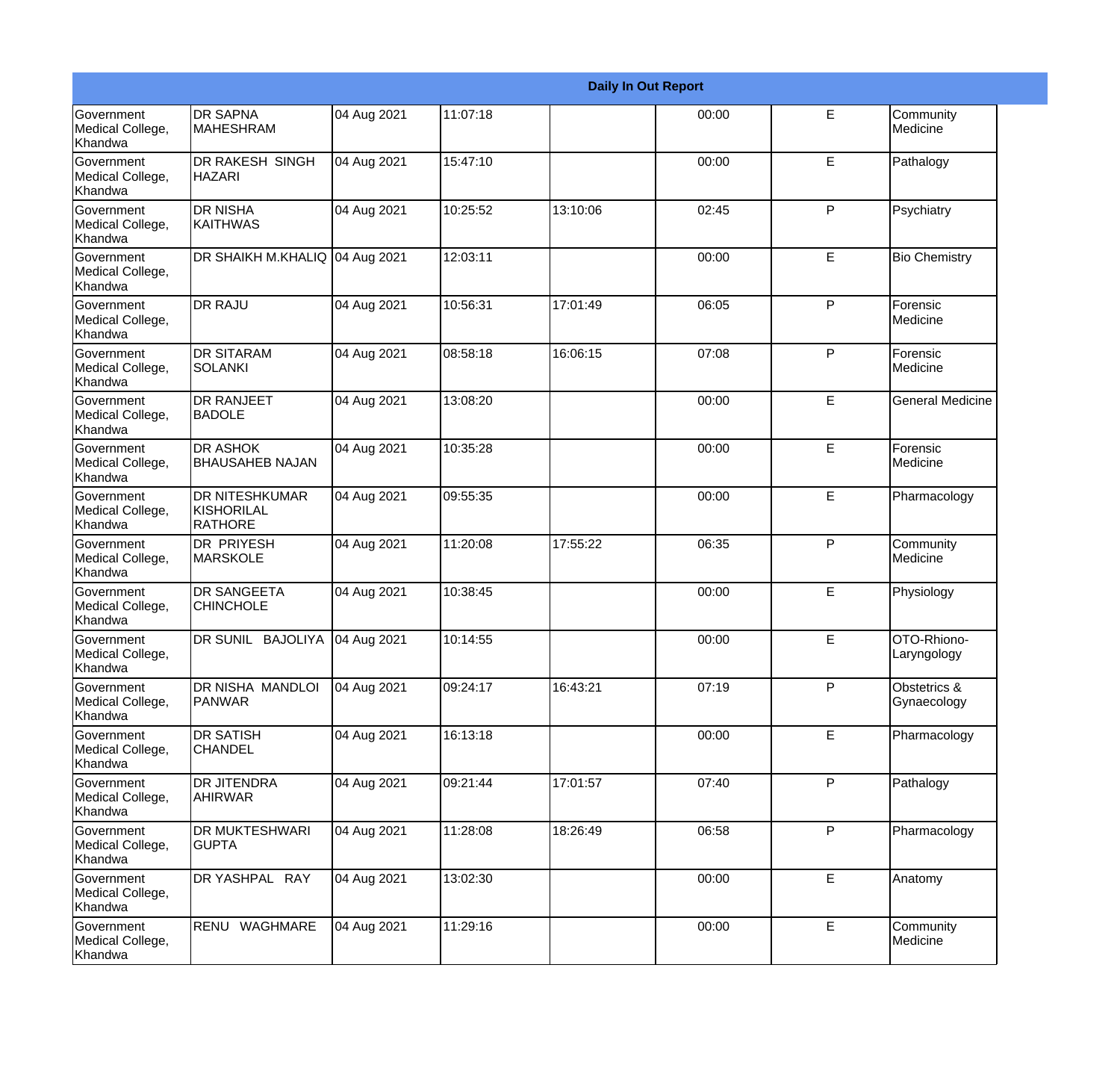| Daily In Out Report | | | | | | | |
|---|---|---|---|---|---|---|---|
| Government Medical College, Khandwa | DR SAPNA MAHESHRAM | 04 Aug 2021 | 11:07:18 | | 00:00 | E | Community Medicine |
| Government Medical College, Khandwa | DR RAKESH SINGH HAZARI | 04 Aug 2021 | 15:47:10 | | 00:00 | E | Pathalogy |
| Government Medical College, Khandwa | DR NISHA KAITHWAS | 04 Aug 2021 | 10:25:52 | 13:10:06 | 02:45 | P | Psychiatry |
| Government Medical College, Khandwa | DR SHAIKH M.KHALIQ | 04 Aug 2021 | 12:03:11 | | 00:00 | E | Bio Chemistry |
| Government Medical College, Khandwa | DR RAJU | 04 Aug 2021 | 10:56:31 | 17:01:49 | 06:05 | P | Forensic Medicine |
| Government Medical College, Khandwa | DR SITARAM SOLANKI | 04 Aug 2021 | 08:58:18 | 16:06:15 | 07:08 | P | Forensic Medicine |
| Government Medical College, Khandwa | DR RANJEET BADOLE | 04 Aug 2021 | 13:08:20 | | 00:00 | E | General Medicine |
| Government Medical College, Khandwa | DR ASHOK BHAUSAHEB NAJAN | 04 Aug 2021 | 10:35:28 | | 00:00 | E | Forensic Medicine |
| Government Medical College, Khandwa | DR NITESHKUMAR KISHORILAL RATHORE | 04 Aug 2021 | 09:55:35 | | 00:00 | E | Pharmacology |
| Government Medical College, Khandwa | DR PRIYESH MARSKOLE | 04 Aug 2021 | 11:20:08 | 17:55:22 | 06:35 | P | Community Medicine |
| Government Medical College, Khandwa | DR SANGEETA CHINCHOLE | 04 Aug 2021 | 10:38:45 | | 00:00 | E | Physiology |
| Government Medical College, Khandwa | DR SUNIL BAJOLIYA | 04 Aug 2021 | 10:14:55 | | 00:00 | E | OTO-Rhiono-Laryngology |
| Government Medical College, Khandwa | DR NISHA MANDLOI PANWAR | 04 Aug 2021 | 09:24:17 | 16:43:21 | 07:19 | P | Obstetrics & Gynaecology |
| Government Medical College, Khandwa | DR SATISH CHANDEL | 04 Aug 2021 | 16:13:18 | | 00:00 | E | Pharmacology |
| Government Medical College, Khandwa | DR JITENDRA AHIRWAR | 04 Aug 2021 | 09:21:44 | 17:01:57 | 07:40 | P | Pathalogy |
| Government Medical College, Khandwa | DR MUKTESHWARI GUPTA | 04 Aug 2021 | 11:28:08 | 18:26:49 | 06:58 | P | Pharmacology |
| Government Medical College, Khandwa | DR YASHPAL RAY | 04 Aug 2021 | 13:02:30 | | 00:00 | E | Anatomy |
| Government Medical College, Khandwa | RENU WAGHMARE | 04 Aug 2021 | 11:29:16 | | 00:00 | E | Community Medicine |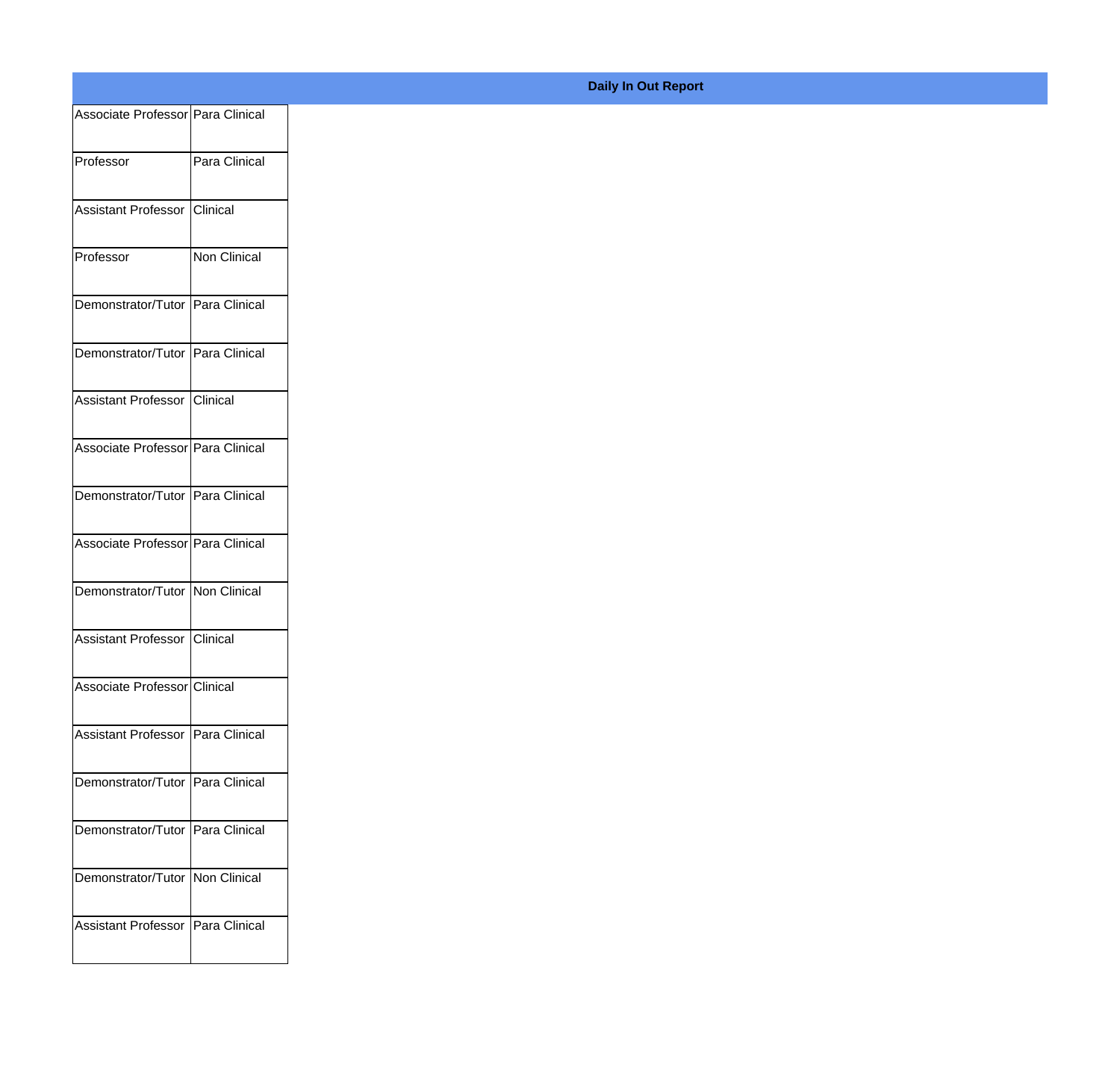## Daily In Out Report

| | |
|---|---|
| Associate Professor | Para Clinical |
| Professor | Para Clinical |
| Assistant Professor | Clinical |
| Professor | Non Clinical |
| Demonstrator/Tutor | Para Clinical |
| Demonstrator/Tutor | Para Clinical |
| Assistant Professor | Clinical |
| Associate Professor | Para Clinical |
| Demonstrator/Tutor | Para Clinical |
| Associate Professor | Para Clinical |
| Demonstrator/Tutor | Non Clinical |
| Assistant Professor | Clinical |
| Associate Professor | Clinical |
| Assistant Professor | Para Clinical |
| Demonstrator/Tutor | Para Clinical |
| Demonstrator/Tutor | Para Clinical |
| Demonstrator/Tutor | Non Clinical |
| Assistant Professor | Para Clinical |